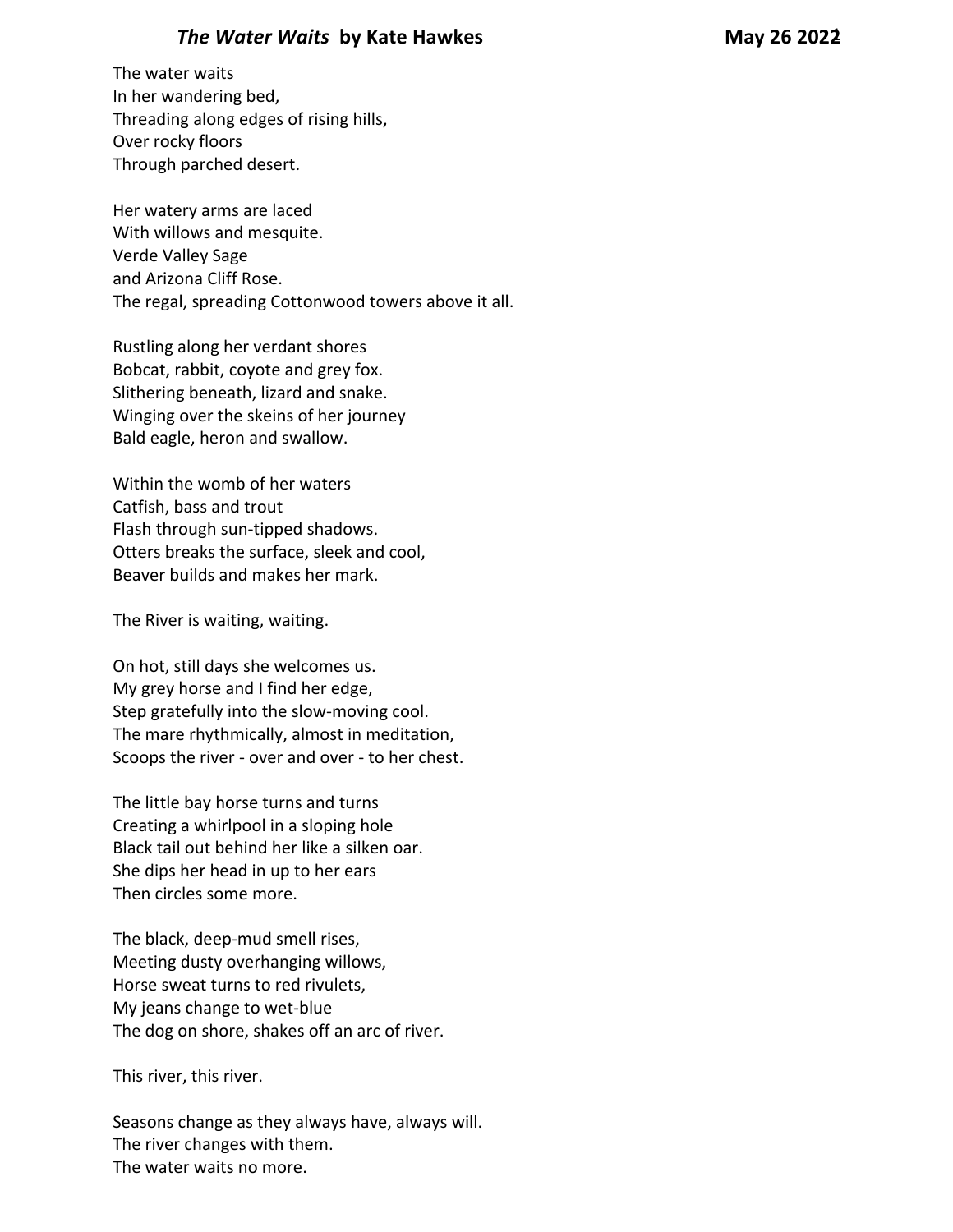## *The Water Waits* by Kate Hawkes

**May 26 2022**

The water waits  
In her wandering bed,  
Threading along edges of rising hills,  
Over rocky floors  
Through parched desert.

Her watery arms are laced  
With willows and mesquite.  
Verde Valley Sage  
and Arizona Cliff Rose.  
The regal, spreading Cottonwood towers above it all.

Rustling along her verdant shores  
Bobcat, rabbit, coyote and grey fox.  
Slithering beneath, lizard and snake.  
Winging over the skeins of her journey  
Bald eagle, heron and swallow.

Within the womb of her waters  
Catfish, bass and trout  
Flash through sun-tipped shadows.  
Otters breaks the surface, sleek and cool,  
Beaver builds and makes her mark.

The River is waiting, waiting.

On hot, still days she welcomes us.  
My grey horse and I find her edge,  
Step gratefully into the slow-moving cool.  
The mare rhythmically, almost in meditation,  
Scoops the river - over and over - to her chest.

The little bay horse turns and turns  
Creating a whirlpool in a sloping hole  
Black tail out behind her like a silken oar.  
She dips her head in up to her ears  
Then circles some more.

The black, deep-mud smell rises,  
Meeting dusty overhanging willows,  
Horse sweat turns to red rivulets,  
My jeans change to wet-blue  
The dog on shore, shakes off an arc of river.

This river, this river.

Seasons change as they always have, always will.  
The river changes with them.  
The water waits no more.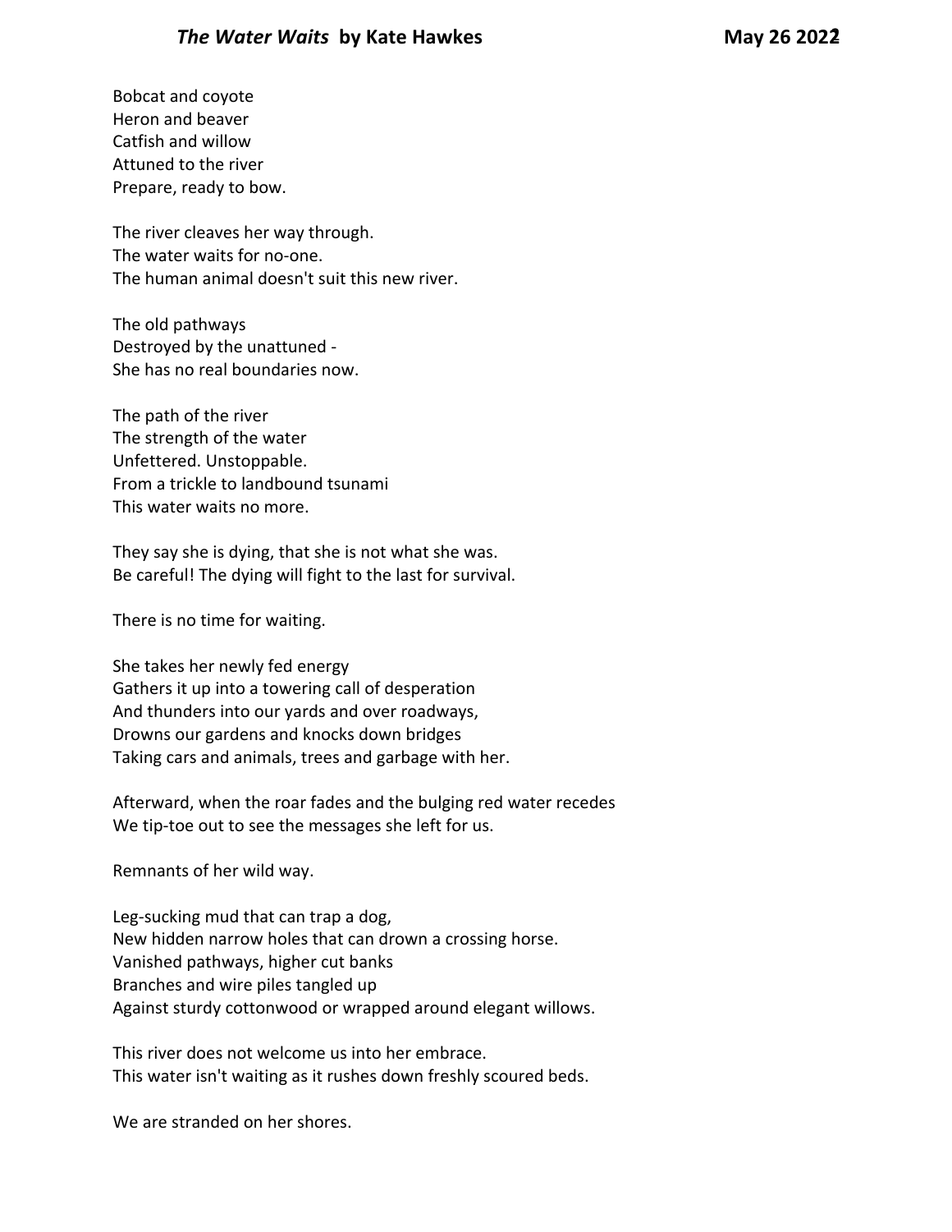Bobcat and coyote
Heron and beaver
Catfish and willow
Attuned to the river
Prepare, ready to bow.

The river cleaves her way through.
The water waits for no-one.
The human animal doesn't suit this new river.

The old pathways
Destroyed by the unattuned -
She has no real boundaries now.

The path of the river
The strength of the water
Unfettered. Unstoppable.
From a trickle to landbound tsunami
This water waits no more.

They say she is dying, that she is not what she was.
Be careful! The dying will fight to the last for survival.

There is no time for waiting.

She takes her newly fed energy
Gathers it up into a towering call of desperation
And thunders into our yards and over roadways,
Drowns our gardens and knocks down bridges
Taking cars and animals, trees and garbage with her.

Afterward, when the roar fades and the bulging red water recedes
We tip-toe out to see the messages she left for us.

Remnants of her wild way.

Leg-sucking mud that can trap a dog,
New hidden narrow holes that can drown a crossing horse.
Vanished pathways, higher cut banks
Branches and wire piles tangled up
Against sturdy cottonwood or wrapped around elegant willows.

This river does not welcome us into her embrace.
This water isn't waiting as it rushes down freshly scoured beds.

We are stranded on her shores.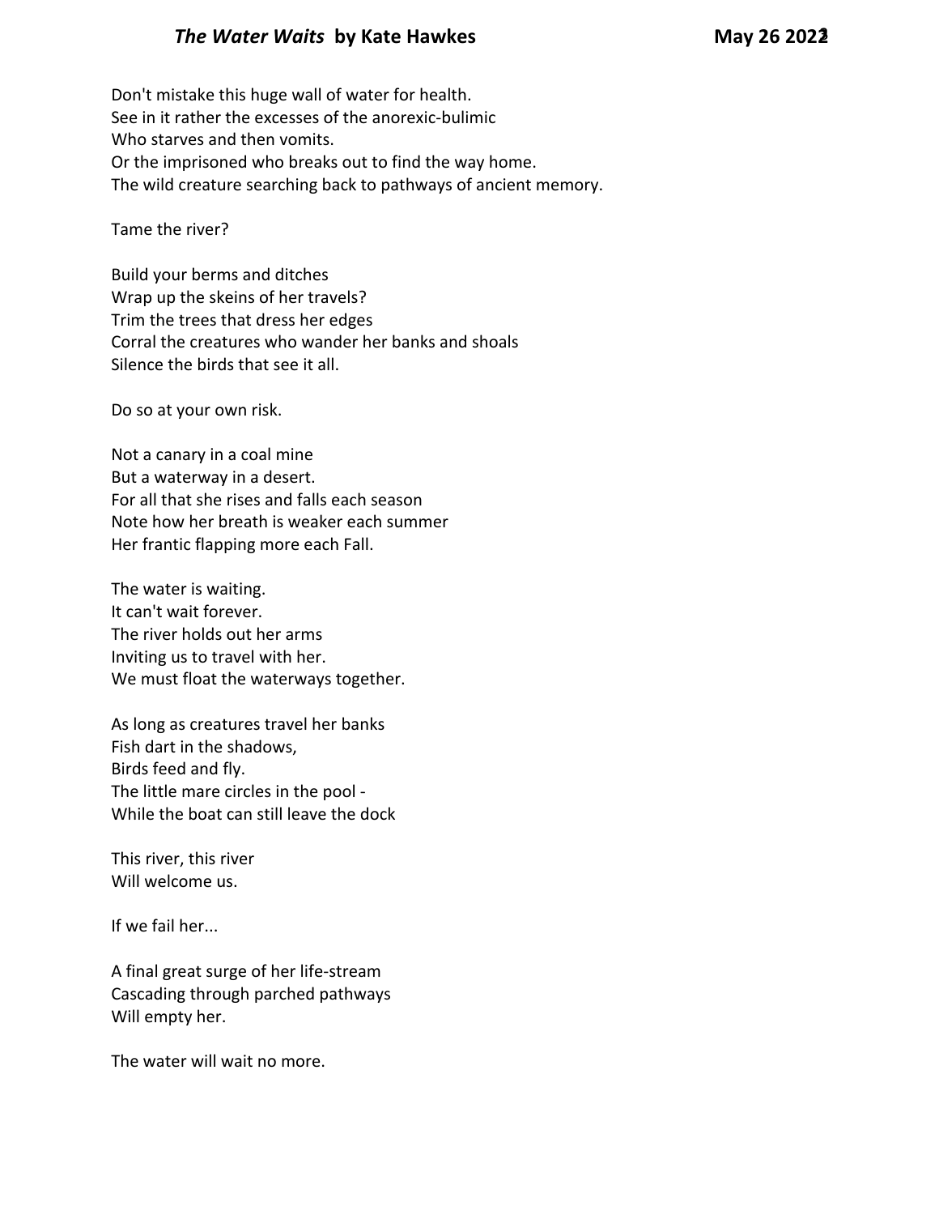# *The Water Waits* by Kate Hawkes

**May 26 2022**

Don't mistake this huge wall of water for health.
See in it rather the excesses of the anorexic-bulimic
Who starves and then vomits.
Or the imprisoned who breaks out to find the way home.
The wild creature searching back to pathways of ancient memory.

Tame the river?

Build your berms and ditches
Wrap up the skeins of her travels?
Trim the trees that dress her edges
Corral the creatures who wander her banks and shoals
Silence the birds that see it all.

Do so at your own risk.

Not a canary in a coal mine
But a waterway in a desert.
For all that she rises and falls each season
Note how her breath is weaker each summer
Her frantic flapping more each Fall.

The water is waiting.
It can't wait forever.
The river holds out her arms
Inviting us to travel with her.
We must float the waterways together.

As long as creatures travel her banks
Fish dart in the shadows,
Birds feed and fly.
The little mare circles in the pool -
While the boat can still leave the dock

This river, this river
Will welcome us.

If we fail her...

A final great surge of her life-stream
Cascading through parched pathways
Will empty her.

The water will wait no more.